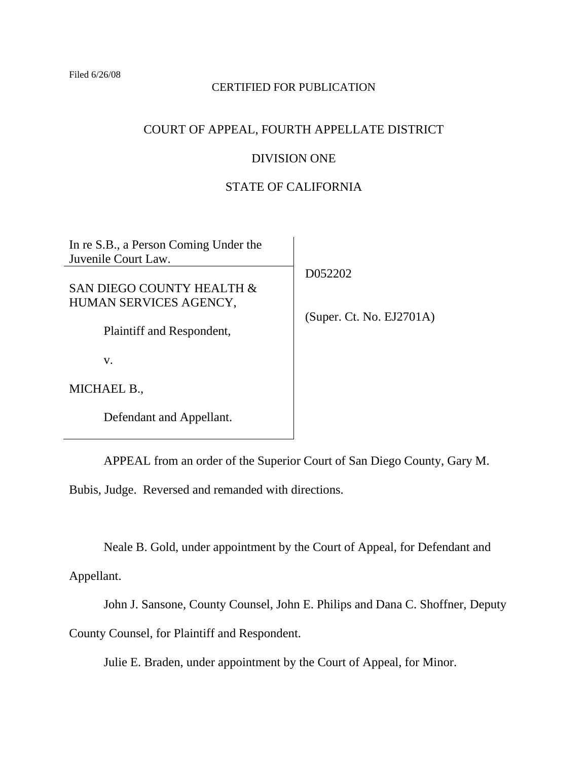Filed 6/26/08

CERTIFIED FOR PUBLICATION

# COURT OF APPEAL, FOURTH APPELLATE DISTRICT

## DIVISION ONE

## STATE OF CALIFORNIA

| | |
|---|---|
| In re S.B., a Person Coming Under the Juvenile Court Law. | |
| SAN DIEGO COUNTY HEALTH & HUMAN SERVICES AGENCY,<br><br>Plaintiff and Respondent,<br><br>v.<br><br>MICHAEL B.,<br><br>Defendant and Appellant. | D052202<br><br>(Super. Ct. No. EJ2701A) |

APPEAL from an order of the Superior Court of San Diego County, Gary M. Bubis, Judge. Reversed and remanded with directions.

Neale B. Gold, under appointment by the Court of Appeal, for Defendant and Appellant.

John J. Sansone, County Counsel, John E. Philips and Dana C. Shoffner, Deputy County Counsel, for Plaintiff and Respondent.

Julie E. Braden, under appointment by the Court of Appeal, for Minor.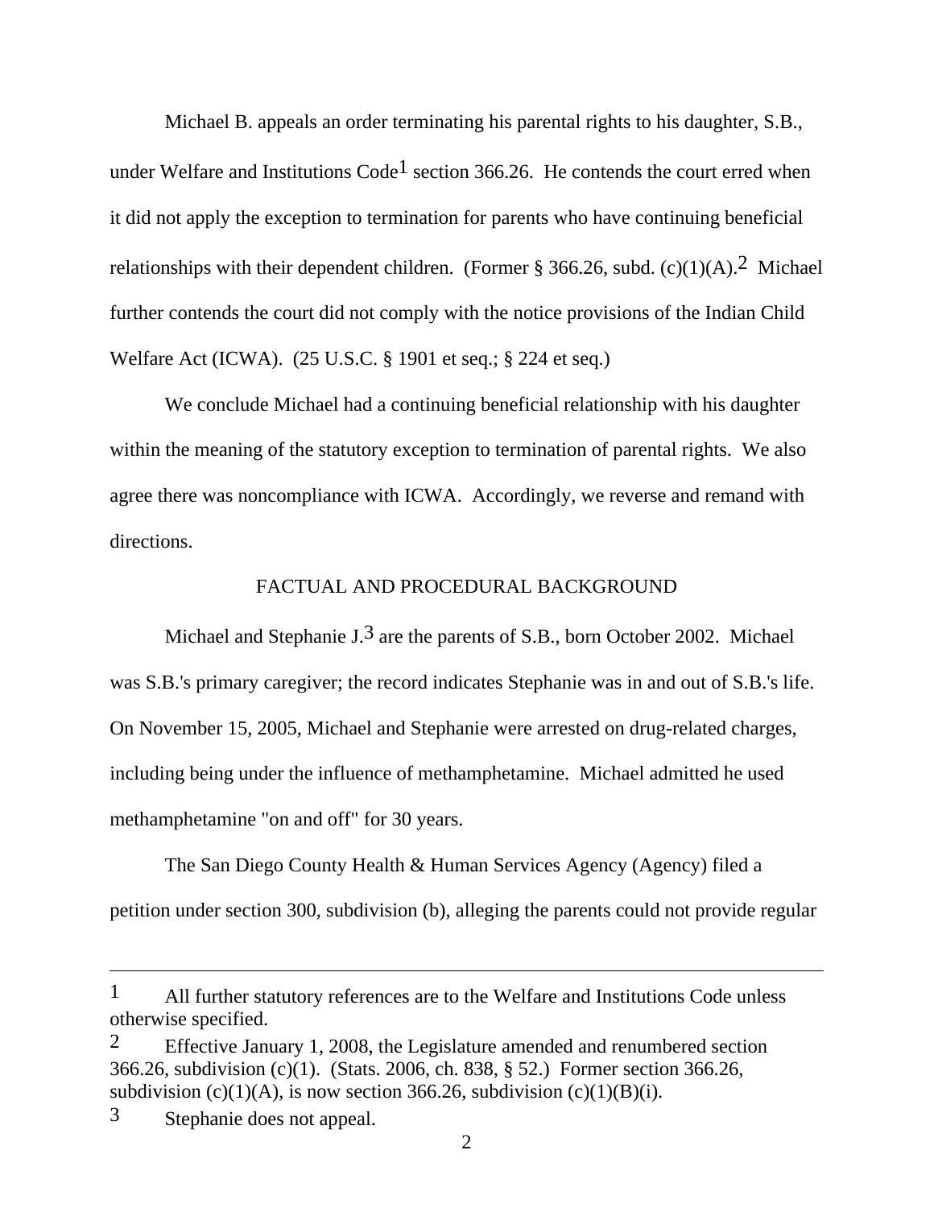Michael B. appeals an order terminating his parental rights to his daughter, S.B., under Welfare and Institutions Code[1] section 366.26. He contends the court erred when it did not apply the exception to termination for parents who have continuing beneficial relationships with their dependent children. (Former § 366.26, subd. (c)(1)(A).[2] Michael further contends the court did not comply with the notice provisions of the Indian Child Welfare Act (ICWA). (25 U.S.C. § 1901 et seq.; § 224 et seq.)

We conclude Michael had a continuing beneficial relationship with his daughter within the meaning of the statutory exception to termination of parental rights. We also agree there was noncompliance with ICWA. Accordingly, we reverse and remand with directions.

## FACTUAL AND PROCEDURAL BACKGROUND

Michael and Stephanie J.[3] are the parents of S.B., born October 2002. Michael was S.B.'s primary caregiver; the record indicates Stephanie was in and out of S.B.'s life. On November 15, 2005, Michael and Stephanie were arrested on drug-related charges, including being under the influence of methamphetamine. Michael admitted he used methamphetamine "on and off" for 30 years.

The San Diego County Health & Human Services Agency (Agency) filed a petition under section 300, subdivision (b), alleging the parents could not provide regular

---

[1] All further statutory references are to the Welfare and Institutions Code unless otherwise specified.

[2] Effective January 1, 2008, the Legislature amended and renumbered section 366.26, subdivision (c)(1). (Stats. 2006, ch. 838, § 52.) Former section 366.26, subdivision (c)(1)(A), is now section 366.26, subdivision (c)(1)(B)(i).

[3] Stephanie does not appeal.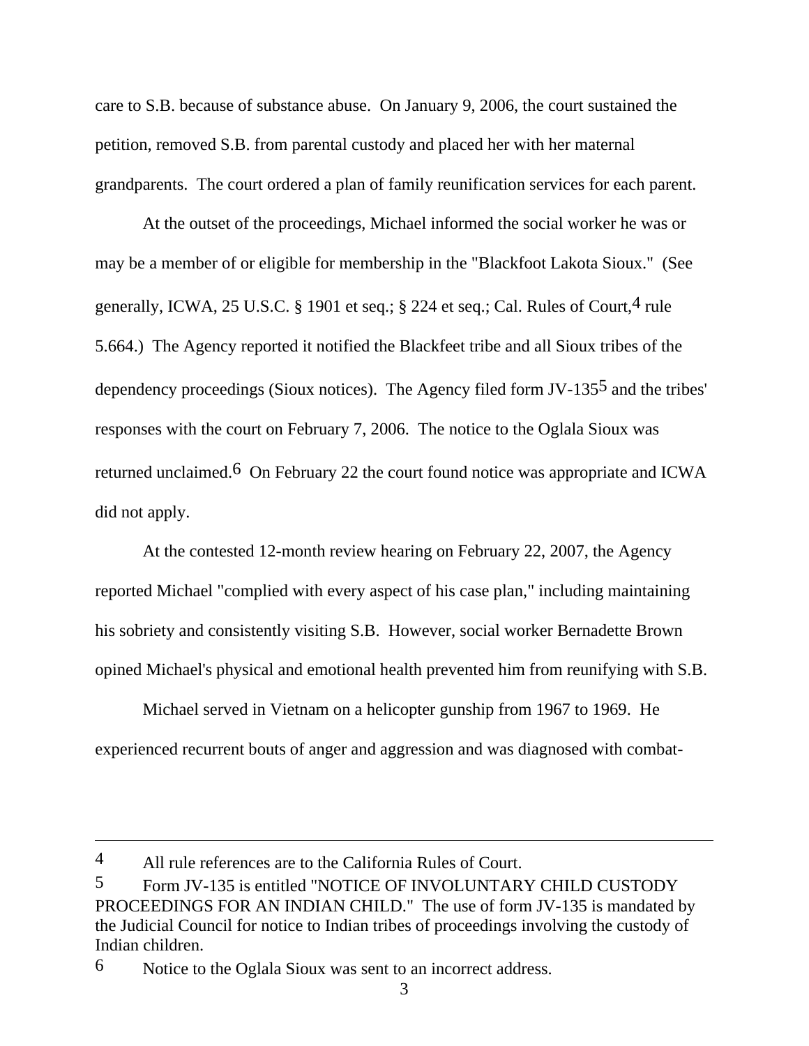care to S.B. because of substance abuse. On January 9, 2006, the court sustained the petition, removed S.B. from parental custody and placed her with her maternal grandparents. The court ordered a plan of family reunification services for each parent.

At the outset of the proceedings, Michael informed the social worker he was or may be a member of or eligible for membership in the "Blackfoot Lakota Sioux." (See generally, ICWA, 25 U.S.C. § 1901 et seq.; § 224 et seq.; Cal. Rules of Court,[4] rule 5.664.) The Agency reported it notified the Blackfeet tribe and all Sioux tribes of the dependency proceedings (Sioux notices). The Agency filed form JV-135[5] and the tribes' responses with the court on February 7, 2006. The notice to the Oglala Sioux was returned unclaimed.[6] On February 22 the court found notice was appropriate and ICWA did not apply.

At the contested 12-month review hearing on February 22, 2007, the Agency reported Michael "complied with every aspect of his case plan," including maintaining his sobriety and consistently visiting S.B. However, social worker Bernadette Brown opined Michael's physical and emotional health prevented him from reunifying with S.B.

Michael served in Vietnam on a helicopter gunship from 1967 to 1969. He experienced recurrent bouts of anger and aggression and was diagnosed with combat-

---

[4] All rule references are to the California Rules of Court.

[5] Form JV-135 is entitled "NOTICE OF INVOLUNTARY CHILD CUSTODY PROCEEDINGS FOR AN INDIAN CHILD." The use of form JV-135 is mandated by the Judicial Council for notice to Indian tribes of proceedings involving the custody of Indian children.

[6] Notice to the Oglala Sioux was sent to an incorrect address.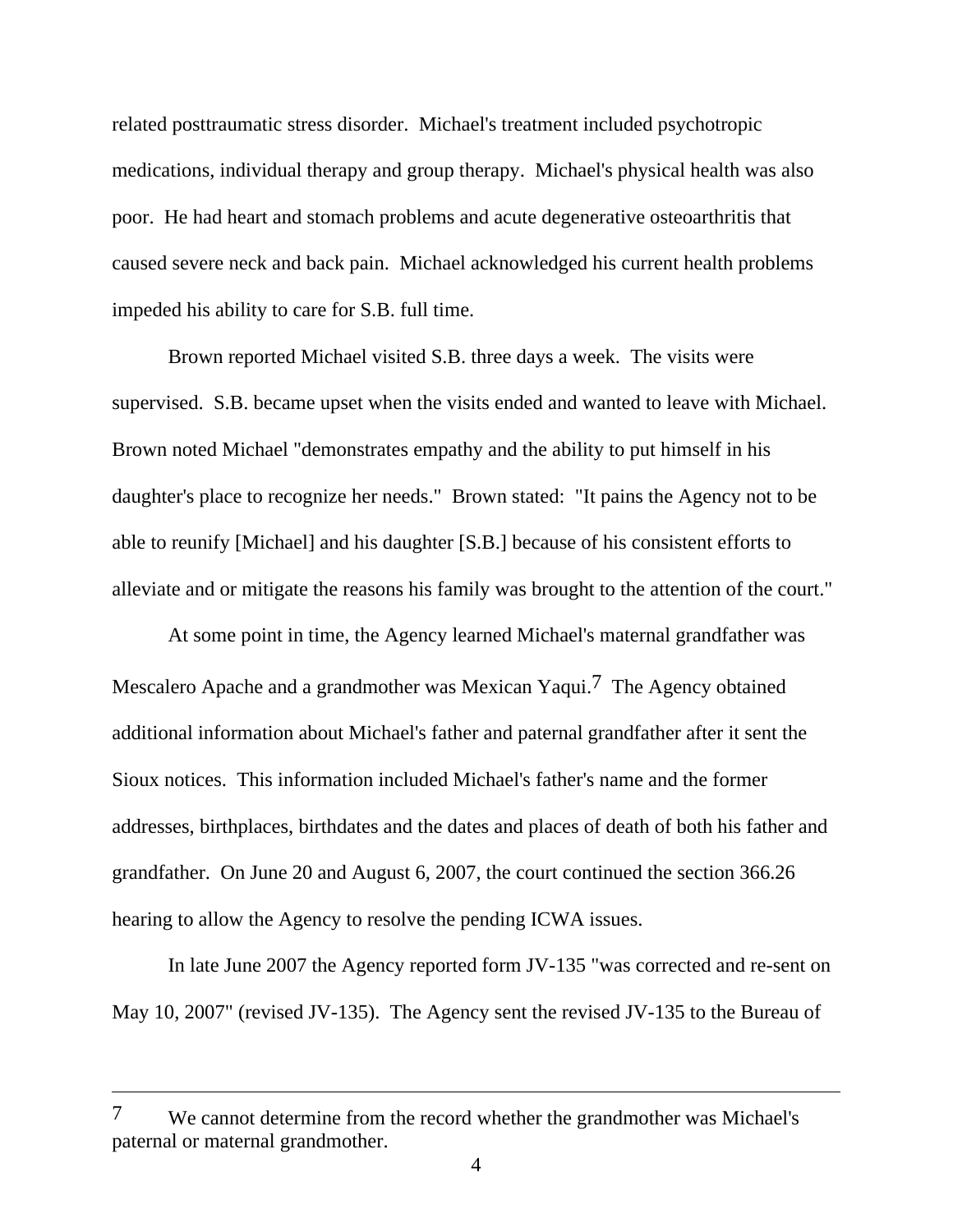related posttraumatic stress disorder. Michael's treatment included psychotropic medications, individual therapy and group therapy. Michael's physical health was also poor. He had heart and stomach problems and acute degenerative osteoarthritis that caused severe neck and back pain. Michael acknowledged his current health problems impeded his ability to care for S.B. full time.

Brown reported Michael visited S.B. three days a week. The visits were supervised. S.B. became upset when the visits ended and wanted to leave with Michael. Brown noted Michael "demonstrates empathy and the ability to put himself in his daughter's place to recognize her needs." Brown stated: "It pains the Agency not to be able to reunify [Michael] and his daughter [S.B.] because of his consistent efforts to alleviate and or mitigate the reasons his family was brought to the attention of the court."

At some point in time, the Agency learned Michael's maternal grandfather was Mescalero Apache and a grandmother was Mexican Yaqui.[7] The Agency obtained additional information about Michael's father and paternal grandfather after it sent the Sioux notices. This information included Michael's father's name and the former addresses, birthplaces, birthdates and the dates and places of death of both his father and grandfather. On June 20 and August 6, 2007, the court continued the section 366.26 hearing to allow the Agency to resolve the pending ICWA issues.

In late June 2007 the Agency reported form JV-135 "was corrected and re-sent on May 10, 2007" (revised JV-135). The Agency sent the revised JV-135 to the Bureau of

---

[7] We cannot determine from the record whether the grandmother was Michael's paternal or maternal grandmother.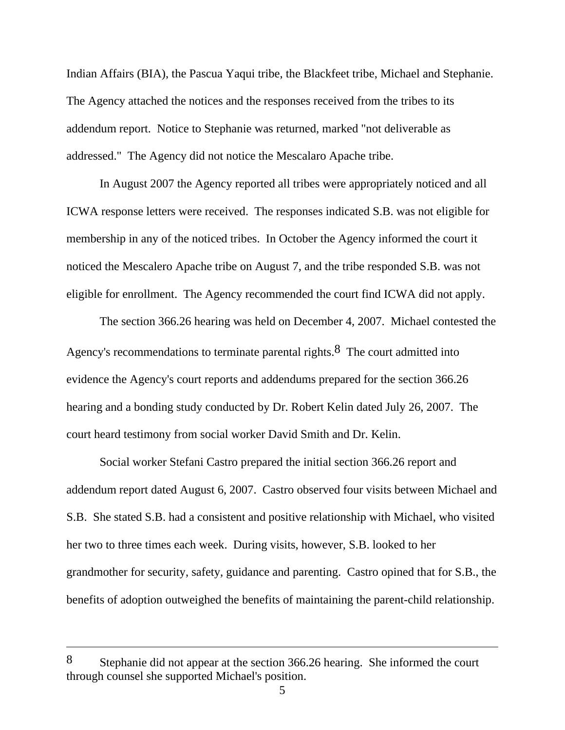Indian Affairs (BIA), the Pascua Yaqui tribe, the Blackfeet tribe, Michael and Stephanie. The Agency attached the notices and the responses received from the tribes to its addendum report. Notice to Stephanie was returned, marked "not deliverable as addressed." The Agency did not notice the Mescalaro Apache tribe.

In August 2007 the Agency reported all tribes were appropriately noticed and all ICWA response letters were received. The responses indicated S.B. was not eligible for membership in any of the noticed tribes. In October the Agency informed the court it noticed the Mescalero Apache tribe on August 7, and the tribe responded S.B. was not eligible for enrollment. The Agency recommended the court find ICWA did not apply.

The section 366.26 hearing was held on December 4, 2007. Michael contested the Agency's recommendations to terminate parental rights.[8] The court admitted into evidence the Agency's court reports and addendums prepared for the section 366.26 hearing and a bonding study conducted by Dr. Robert Kelin dated July 26, 2007. The court heard testimony from social worker David Smith and Dr. Kelin.

Social worker Stefani Castro prepared the initial section 366.26 report and addendum report dated August 6, 2007. Castro observed four visits between Michael and S.B. She stated S.B. had a consistent and positive relationship with Michael, who visited her two to three times each week. During visits, however, S.B. looked to her grandmother for security, safety, guidance and parenting. Castro opined that for S.B., the benefits of adoption outweighed the benefits of maintaining the parent-child relationship.

---

[8] Stephanie did not appear at the section 366.26 hearing. She informed the court through counsel she supported Michael's position.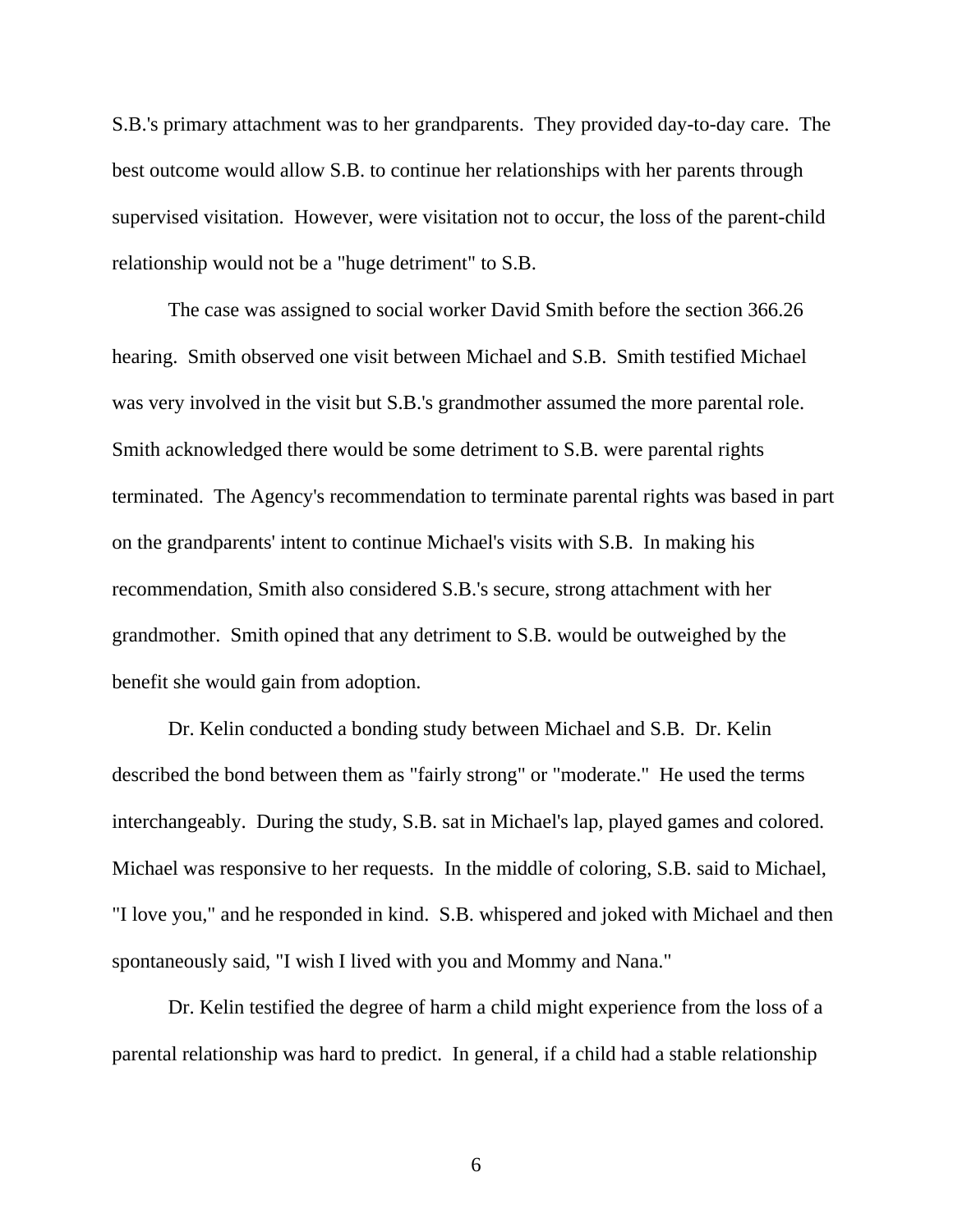S.B.'s primary attachment was to her grandparents. They provided day-to-day care. The best outcome would allow S.B. to continue her relationships with her parents through supervised visitation. However, were visitation not to occur, the loss of the parent-child relationship would not be a "huge detriment" to S.B.

The case was assigned to social worker David Smith before the section 366.26 hearing. Smith observed one visit between Michael and S.B. Smith testified Michael was very involved in the visit but S.B.'s grandmother assumed the more parental role. Smith acknowledged there would be some detriment to S.B. were parental rights terminated. The Agency's recommendation to terminate parental rights was based in part on the grandparents' intent to continue Michael's visits with S.B. In making his recommendation, Smith also considered S.B.'s secure, strong attachment with her grandmother. Smith opined that any detriment to S.B. would be outweighed by the benefit she would gain from adoption.

Dr. Kelin conducted a bonding study between Michael and S.B. Dr. Kelin described the bond between them as "fairly strong" or "moderate." He used the terms interchangeably. During the study, S.B. sat in Michael's lap, played games and colored. Michael was responsive to her requests. In the middle of coloring, S.B. said to Michael, "I love you," and he responded in kind. S.B. whispered and joked with Michael and then spontaneously said, "I wish I lived with you and Mommy and Nana."

Dr. Kelin testified the degree of harm a child might experience from the loss of a parental relationship was hard to predict. In general, if a child had a stable relationship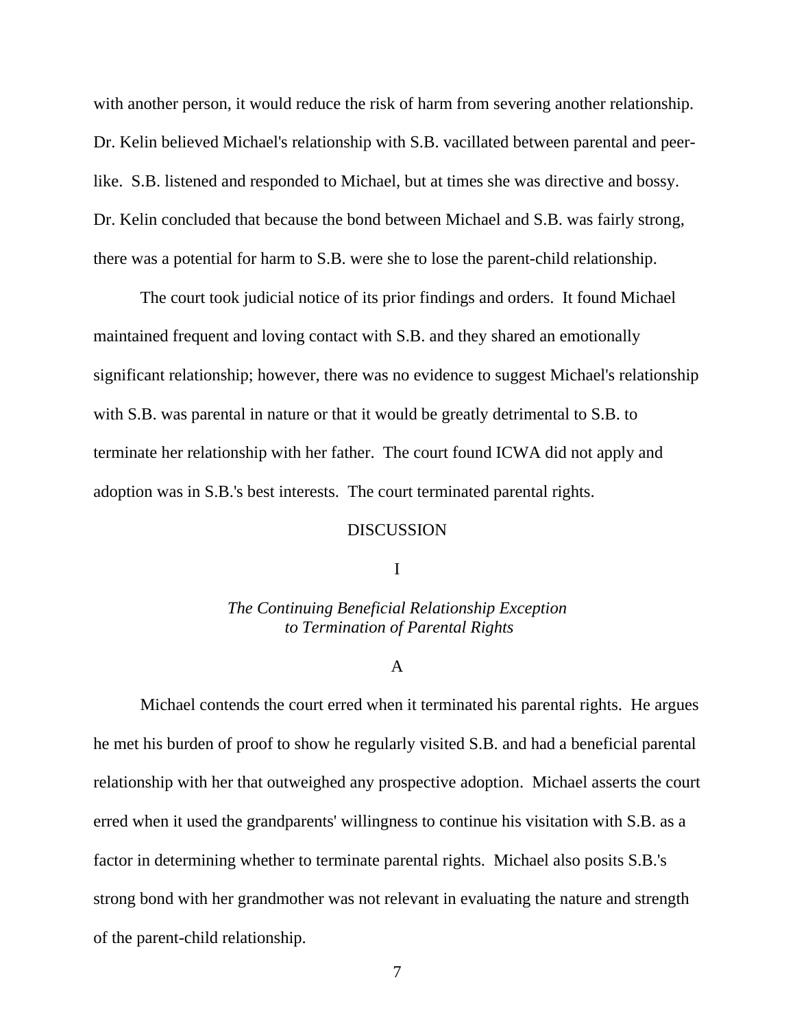with another person, it would reduce the risk of harm from severing another relationship. Dr. Kelin believed Michael's relationship with S.B. vacillated between parental and peer-like. S.B. listened and responded to Michael, but at times she was directive and bossy. Dr. Kelin concluded that because the bond between Michael and S.B. was fairly strong, there was a potential for harm to S.B. were she to lose the parent-child relationship.

The court took judicial notice of its prior findings and orders. It found Michael maintained frequent and loving contact with S.B. and they shared an emotionally significant relationship; however, there was no evidence to suggest Michael's relationship with S.B. was parental in nature or that it would be greatly detrimental to S.B. to terminate her relationship with her father. The court found ICWA did not apply and adoption was in S.B.'s best interests. The court terminated parental rights.

## DISCUSSION

### I

### *The Continuing Beneficial Relationship Exception to Termination of Parental Rights*

#### A

Michael contends the court erred when it terminated his parental rights. He argues he met his burden of proof to show he regularly visited S.B. and had a beneficial parental relationship with her that outweighed any prospective adoption. Michael asserts the court erred when it used the grandparents' willingness to continue his visitation with S.B. as a factor in determining whether to terminate parental rights. Michael also posits S.B.'s strong bond with her grandmother was not relevant in evaluating the nature and strength of the parent-child relationship.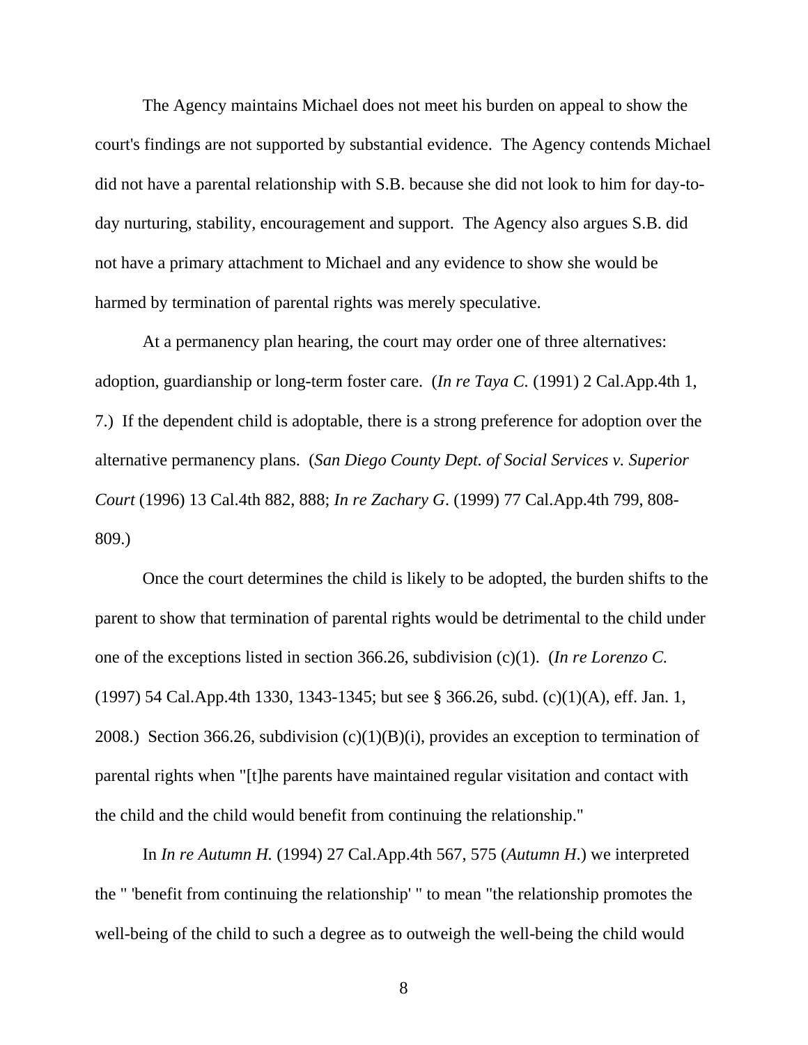The Agency maintains Michael does not meet his burden on appeal to show the court's findings are not supported by substantial evidence. The Agency contends Michael did not have a parental relationship with S.B. because she did not look to him for day-to-day nurturing, stability, encouragement and support. The Agency also argues S.B. did not have a primary attachment to Michael and any evidence to show she would be harmed by termination of parental rights was merely speculative.

At a permanency plan hearing, the court may order one of three alternatives: adoption, guardianship or long-term foster care. (*In re Taya C.* (1991) 2 Cal.App.4th 1, 7.) If the dependent child is adoptable, there is a strong preference for adoption over the alternative permanency plans. (*San Diego County Dept. of Social Services v. Superior Court* (1996) 13 Cal.4th 882, 888; *In re Zachary G*. (1999) 77 Cal.App.4th 799, 808-809.)

Once the court determines the child is likely to be adopted, the burden shifts to the parent to show that termination of parental rights would be detrimental to the child under one of the exceptions listed in section 366.26, subdivision (c)(1). (*In re Lorenzo C.* (1997) 54 Cal.App.4th 1330, 1343-1345; but see § 366.26, subd. (c)(1)(A), eff. Jan. 1, 2008.) Section 366.26, subdivision (c)(1)(B)(i), provides an exception to termination of parental rights when "[t]he parents have maintained regular visitation and contact with the child and the child would benefit from continuing the relationship."

In *In re Autumn H.* (1994) 27 Cal.App.4th 567, 575 (*Autumn H.*) we interpreted the " 'benefit from continuing the relationship' " to mean "the relationship promotes the well-being of the child to such a degree as to outweigh the well-being the child would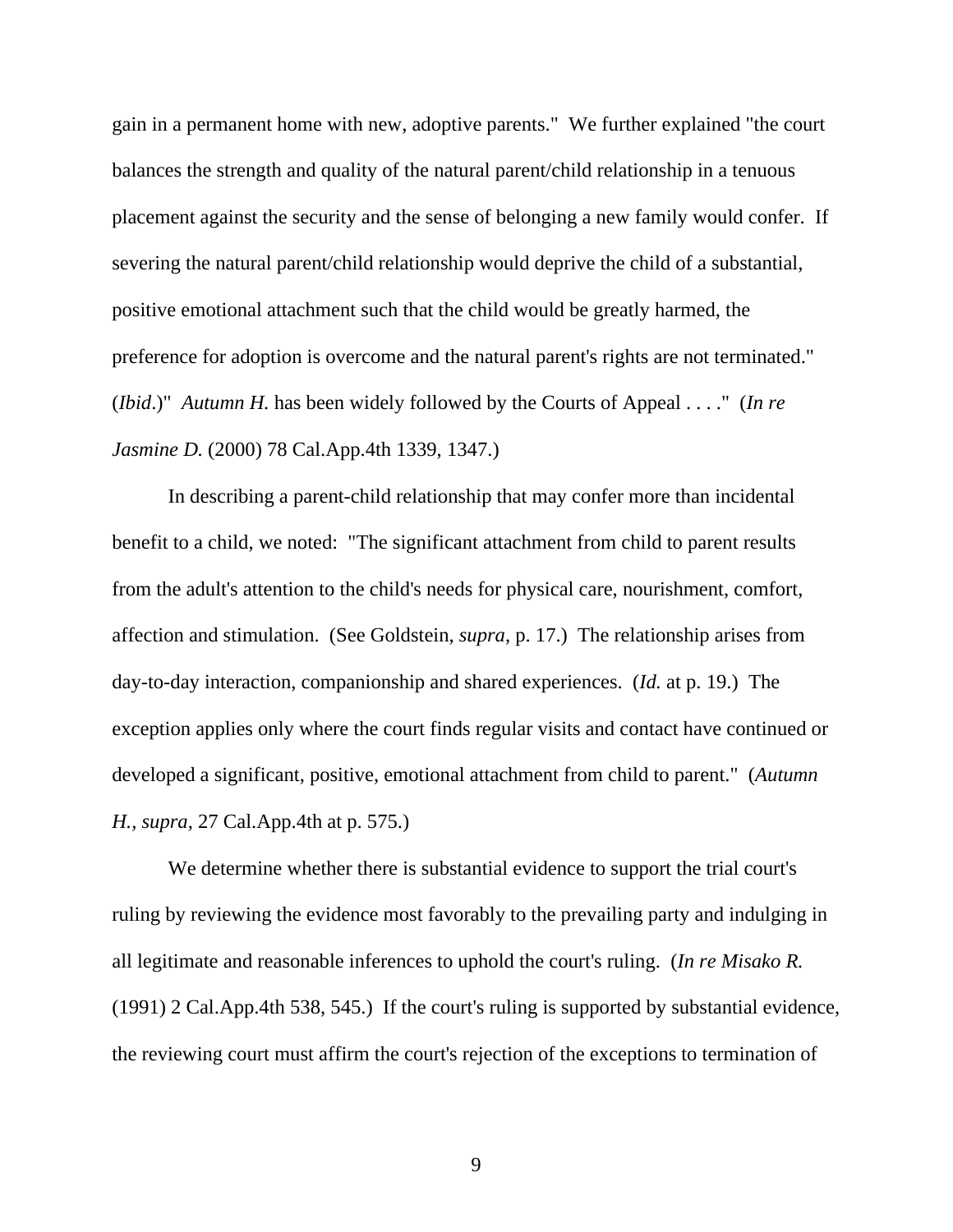gain in a permanent home with new, adoptive parents." We further explained "the court balances the strength and quality of the natural parent/child relationship in a tenuous placement against the security and the sense of belonging a new family would confer. If severing the natural parent/child relationship would deprive the child of a substantial, positive emotional attachment such that the child would be greatly harmed, the preference for adoption is overcome and the natural parent's rights are not terminated." (*Ibid*.)" *Autumn H.* has been widely followed by the Courts of Appeal . . . ." (*In re Jasmine D.* (2000) 78 Cal.App.4th 1339, 1347.)

In describing a parent-child relationship that may confer more than incidental benefit to a child, we noted: "The significant attachment from child to parent results from the adult's attention to the child's needs for physical care, nourishment, comfort, affection and stimulation. (See Goldstein, *supra*, p. 17.) The relationship arises from day-to-day interaction, companionship and shared experiences. (*Id.* at p. 19.) The exception applies only where the court finds regular visits and contact have continued or developed a significant, positive, emotional attachment from child to parent." (*Autumn H., supra*, 27 Cal.App.4th at p. 575.)

We determine whether there is substantial evidence to support the trial court's ruling by reviewing the evidence most favorably to the prevailing party and indulging in all legitimate and reasonable inferences to uphold the court's ruling. (*In re Misako R.* (1991) 2 Cal.App.4th 538, 545.) If the court's ruling is supported by substantial evidence, the reviewing court must affirm the court's rejection of the exceptions to termination of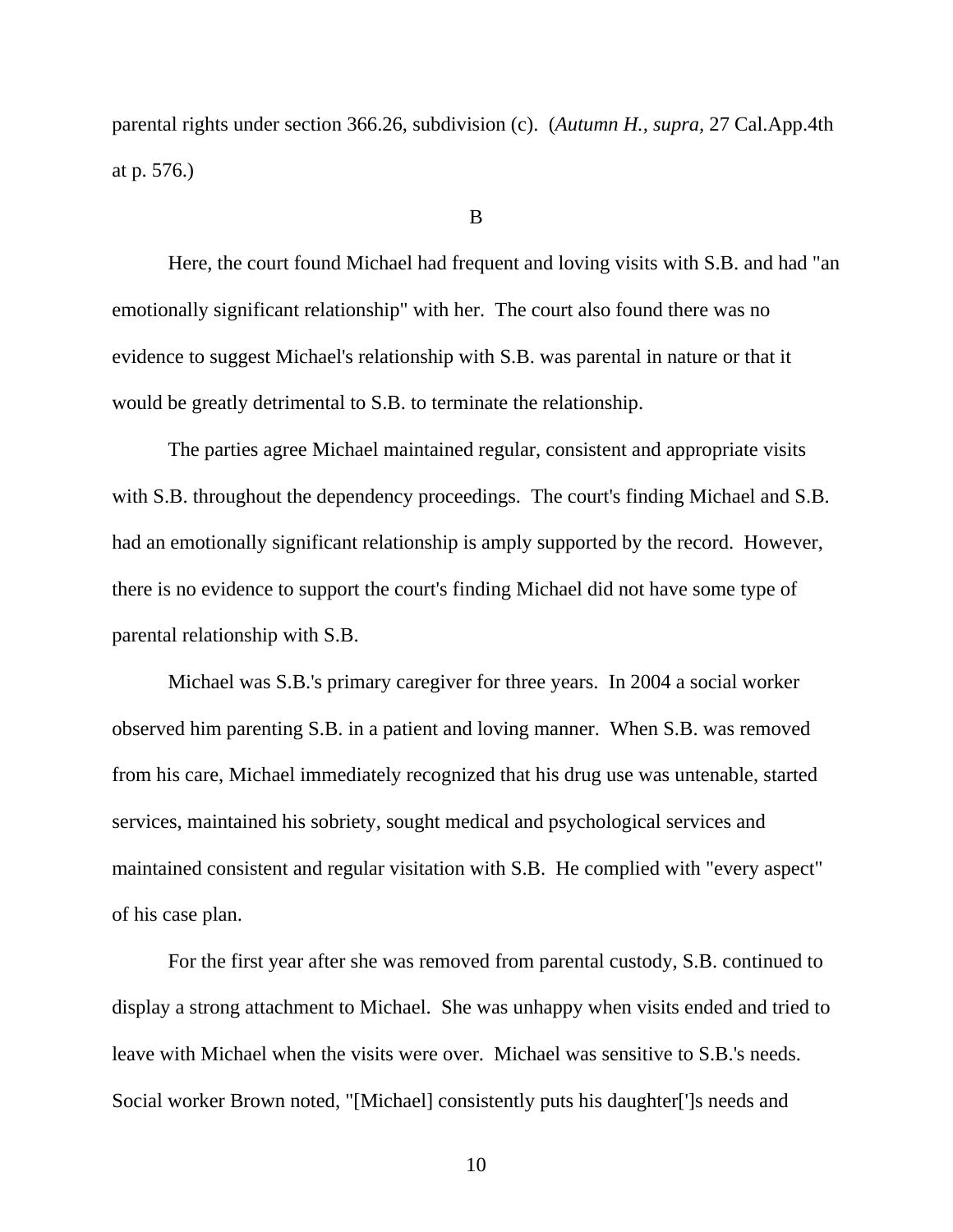parental rights under section 366.26, subdivision (c). (*Autumn H.*, *supra*, 27 Cal.App.4th at p. 576.)

B

Here, the court found Michael had frequent and loving visits with S.B. and had "an emotionally significant relationship" with her. The court also found there was no evidence to suggest Michael's relationship with S.B. was parental in nature or that it would be greatly detrimental to S.B. to terminate the relationship.

The parties agree Michael maintained regular, consistent and appropriate visits with S.B. throughout the dependency proceedings. The court's finding Michael and S.B. had an emotionally significant relationship is amply supported by the record. However, there is no evidence to support the court's finding Michael did not have some type of parental relationship with S.B.

Michael was S.B.'s primary caregiver for three years. In 2004 a social worker observed him parenting S.B. in a patient and loving manner. When S.B. was removed from his care, Michael immediately recognized that his drug use was untenable, started services, maintained his sobriety, sought medical and psychological services and maintained consistent and regular visitation with S.B. He complied with "every aspect" of his case plan.

For the first year after she was removed from parental custody, S.B. continued to display a strong attachment to Michael. She was unhappy when visits ended and tried to leave with Michael when the visits were over. Michael was sensitive to S.B.'s needs. Social worker Brown noted, "[Michael] consistently puts his daughter[']s needs and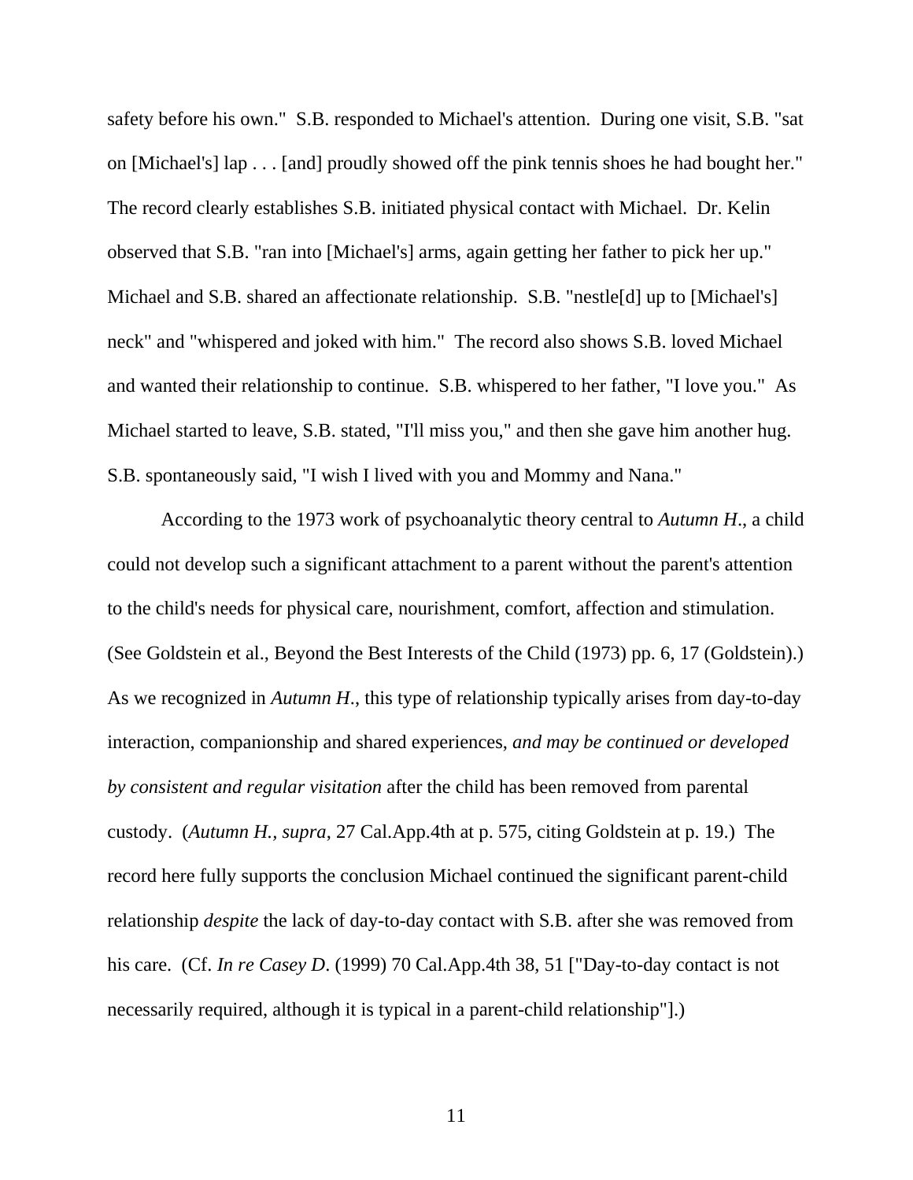safety before his own." S.B. responded to Michael's attention. During one visit, S.B. "sat on [Michael's] lap . . . [and] proudly showed off the pink tennis shoes he had bought her." The record clearly establishes S.B. initiated physical contact with Michael. Dr. Kelin observed that S.B. "ran into [Michael's] arms, again getting her father to pick her up." Michael and S.B. shared an affectionate relationship. S.B. "nestle[d] up to [Michael's] neck" and "whispered and joked with him." The record also shows S.B. loved Michael and wanted their relationship to continue. S.B. whispered to her father, "I love you." As Michael started to leave, S.B. stated, "I'll miss you," and then she gave him another hug. S.B. spontaneously said, "I wish I lived with you and Mommy and Nana."

According to the 1973 work of psychoanalytic theory central to *Autumn H*., a child could not develop such a significant attachment to a parent without the parent's attention to the child's needs for physical care, nourishment, comfort, affection and stimulation. (See Goldstein et al., Beyond the Best Interests of the Child (1973) pp. 6, 17 (Goldstein).) As we recognized in *Autumn H*., this type of relationship typically arises from day-to-day interaction, companionship and shared experiences, *and may be continued or developed by consistent and regular visitation* after the child has been removed from parental custody. (*Autumn H., supra*, 27 Cal.App.4th at p. 575, citing Goldstein at p. 19.) The record here fully supports the conclusion Michael continued the significant parent-child relationship *despite* the lack of day-to-day contact with S.B. after she was removed from his care. (Cf. *In re Casey D*. (1999) 70 Cal.App.4th 38, 51 ["Day-to-day contact is not necessarily required, although it is typical in a parent-child relationship"].)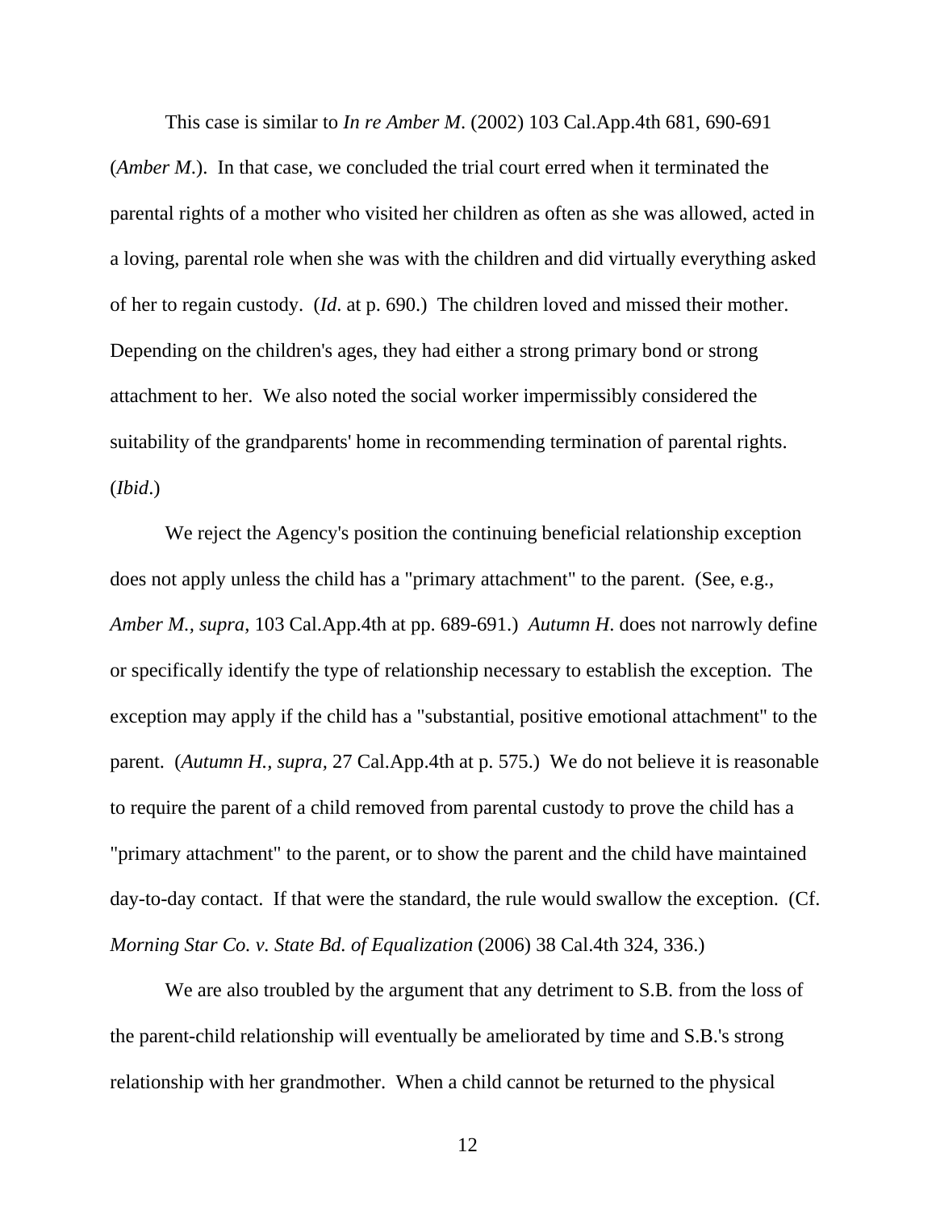This case is similar to *In re Amber M.* (2002) 103 Cal.App.4th 681, 690-691 (*Amber M.*). In that case, we concluded the trial court erred when it terminated the parental rights of a mother who visited her children as often as she was allowed, acted in a loving, parental role when she was with the children and did virtually everything asked of her to regain custody. (*Id.* at p. 690.) The children loved and missed their mother. Depending on the children's ages, they had either a strong primary bond or strong attachment to her. We also noted the social worker impermissibly considered the suitability of the grandparents' home in recommending termination of parental rights. (*Ibid.*)

We reject the Agency's position the continuing beneficial relationship exception does not apply unless the child has a "primary attachment" to the parent. (See, e.g., *Amber M., supra*, 103 Cal.App.4th at pp. 689-691.) *Autumn H.* does not narrowly define or specifically identify the type of relationship necessary to establish the exception. The exception may apply if the child has a "substantial, positive emotional attachment" to the parent. (*Autumn H., supra*, 27 Cal.App.4th at p. 575.) We do not believe it is reasonable to require the parent of a child removed from parental custody to prove the child has a "primary attachment" to the parent, or to show the parent and the child have maintained day-to-day contact. If that were the standard, the rule would swallow the exception. (Cf. *Morning Star Co. v. State Bd. of Equalization* (2006) 38 Cal.4th 324, 336.)

We are also troubled by the argument that any detriment to S.B. from the loss of the parent-child relationship will eventually be ameliorated by time and S.B.'s strong relationship with her grandmother. When a child cannot be returned to the physical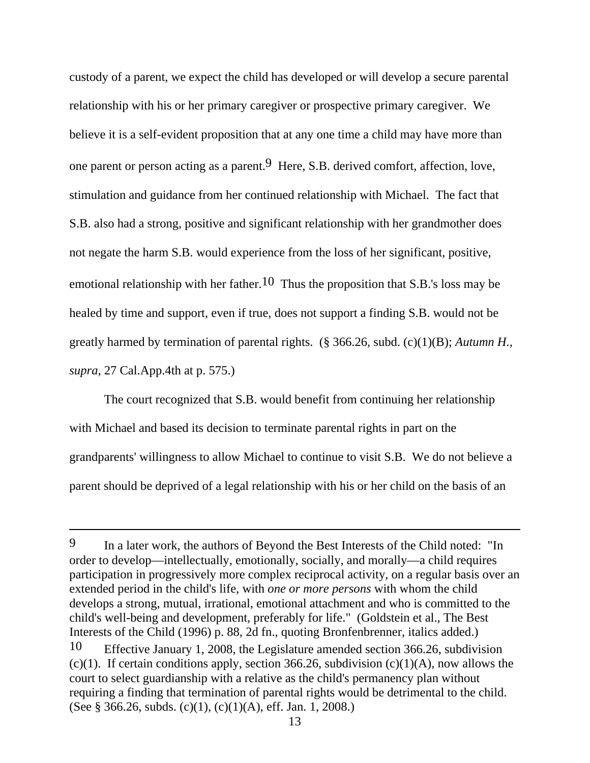custody of a parent, we expect the child has developed or will develop a secure parental relationship with his or her primary caregiver or prospective primary caregiver. We believe it is a self-evident proposition that at any one time a child may have more than one parent or person acting as a parent.[9] Here, S.B. derived comfort, affection, love, stimulation and guidance from her continued relationship with Michael. The fact that S.B. also had a strong, positive and significant relationship with her grandmother does not negate the harm S.B. would experience from the loss of her significant, positive, emotional relationship with her father.[10] Thus the proposition that S.B.'s loss may be healed by time and support, even if true, does not support a finding S.B. would not be greatly harmed by termination of parental rights. (§ 366.26, subd. (c)(1)(B); *Autumn H., supra,* 27 Cal.App.4th at p. 575.)

The court recognized that S.B. would benefit from continuing her relationship with Michael and based its decision to terminate parental rights in part on the grandparents' willingness to allow Michael to continue to visit S.B. We do not believe a parent should be deprived of a legal relationship with his or her child on the basis of an

---

[9] In a later work, the authors of Beyond the Best Interests of the Child noted: "In order to develop—intellectually, emotionally, socially, and morally—a child requires participation in progressively more complex reciprocal activity, on a regular basis over an extended period in the child's life, with *one or more persons* with whom the child develops a strong, mutual, irrational, emotional attachment and who is committed to the child's well-being and development, preferably for life." (Goldstein et al., The Best Interests of the Child (1996) p. 88, 2d fn., quoting Bronfenbrenner, italics added.)

[10] Effective January 1, 2008, the Legislature amended section 366.26, subdivision (c)(1). If certain conditions apply, section 366.26, subdivision (c)(1)(A), now allows the court to select guardianship with a relative as the child's permanency plan without requiring a finding that termination of parental rights would be detrimental to the child. (See § 366.26, subds. (c)(1), (c)(1)(A), eff. Jan. 1, 2008.)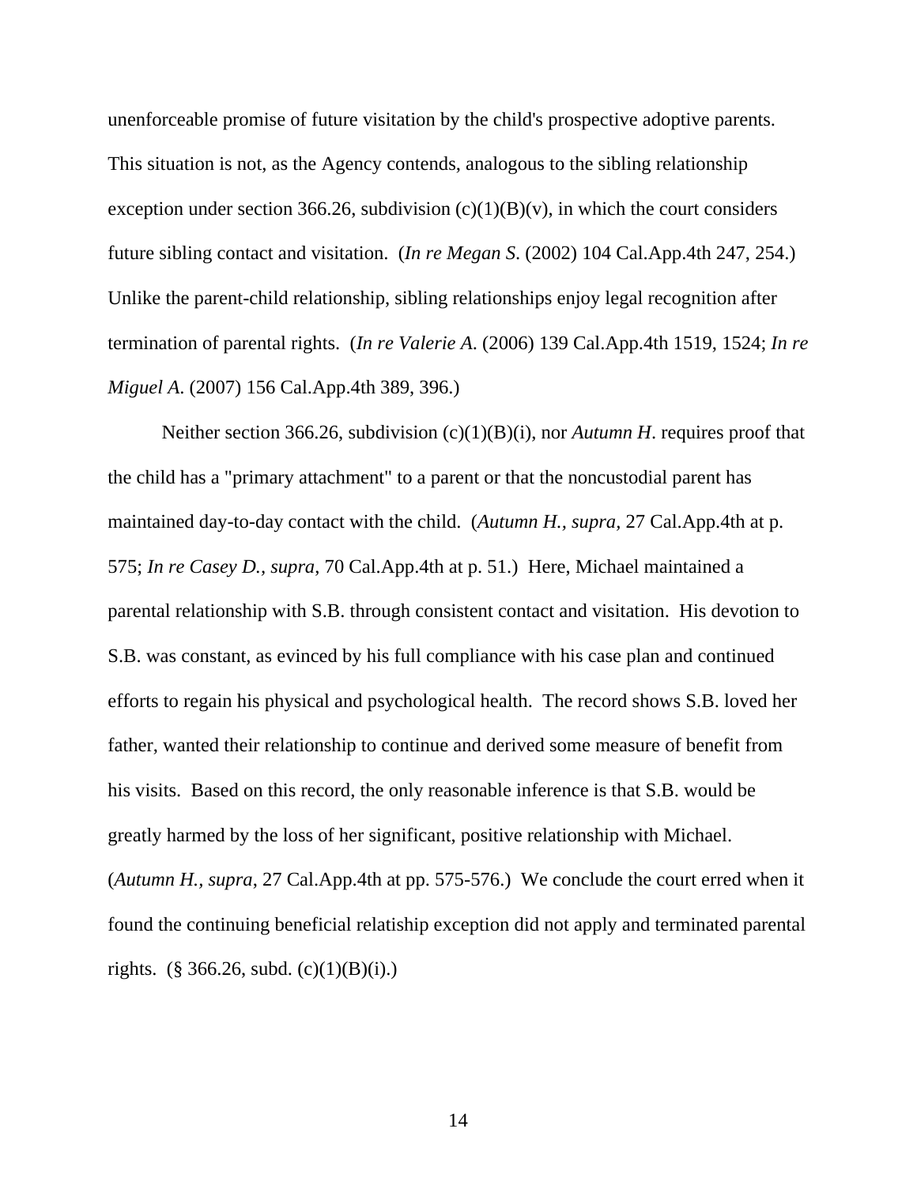unenforceable promise of future visitation by the child's prospective adoptive parents. This situation is not, as the Agency contends, analogous to the sibling relationship exception under section 366.26, subdivision (c)(1)(B)(v), in which the court considers future sibling contact and visitation. (*In re Megan S.* (2002) 104 Cal.App.4th 247, 254.) Unlike the parent-child relationship, sibling relationships enjoy legal recognition after termination of parental rights. (*In re Valerie A.* (2006) 139 Cal.App.4th 1519, 1524; *In re Miguel A.* (2007) 156 Cal.App.4th 389, 396.)

Neither section 366.26, subdivision (c)(1)(B)(i), nor *Autumn H*. requires proof that the child has a "primary attachment" to a parent or that the noncustodial parent has maintained day-to-day contact with the child. (*Autumn H., supra,* 27 Cal.App.4th at p. 575; *In re Casey D., supra,* 70 Cal.App.4th at p. 51.) Here, Michael maintained a parental relationship with S.B. through consistent contact and visitation. His devotion to S.B. was constant, as evinced by his full compliance with his case plan and continued efforts to regain his physical and psychological health. The record shows S.B. loved her father, wanted their relationship to continue and derived some measure of benefit from his visits. Based on this record, the only reasonable inference is that S.B. would be greatly harmed by the loss of her significant, positive relationship with Michael. (*Autumn H., supra,* 27 Cal.App.4th at pp. 575-576.) We conclude the court erred when it found the continuing beneficial relatiship exception did not apply and terminated parental rights. (§ 366.26, subd. (c)(1)(B)(i).)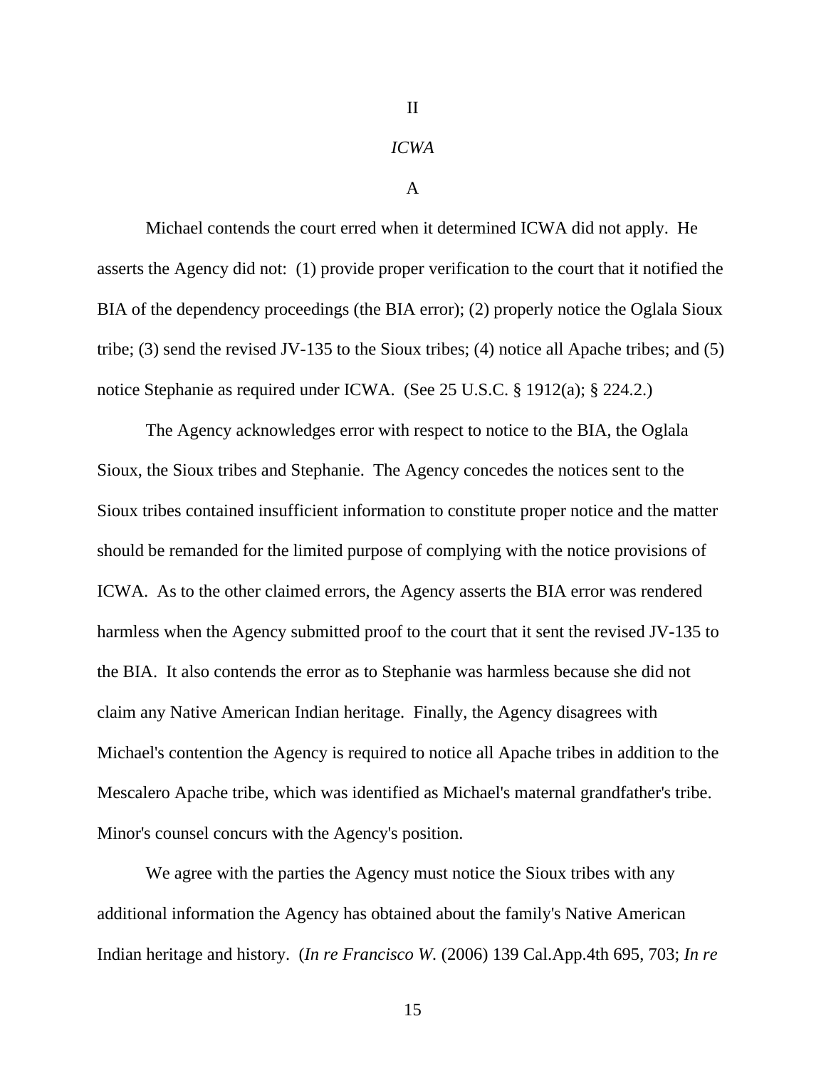II

*ICWA*

A

Michael contends the court erred when it determined ICWA did not apply. He asserts the Agency did not: (1) provide proper verification to the court that it notified the BIA of the dependency proceedings (the BIA error); (2) properly notice the Oglala Sioux tribe; (3) send the revised JV-135 to the Sioux tribes; (4) notice all Apache tribes; and (5) notice Stephanie as required under ICWA. (See 25 U.S.C. § 1912(a); § 224.2.)

The Agency acknowledges error with respect to notice to the BIA, the Oglala Sioux, the Sioux tribes and Stephanie. The Agency concedes the notices sent to the Sioux tribes contained insufficient information to constitute proper notice and the matter should be remanded for the limited purpose of complying with the notice provisions of ICWA. As to the other claimed errors, the Agency asserts the BIA error was rendered harmless when the Agency submitted proof to the court that it sent the revised JV-135 to the BIA. It also contends the error as to Stephanie was harmless because she did not claim any Native American Indian heritage. Finally, the Agency disagrees with Michael's contention the Agency is required to notice all Apache tribes in addition to the Mescalero Apache tribe, which was identified as Michael's maternal grandfather's tribe. Minor's counsel concurs with the Agency's position.

We agree with the parties the Agency must notice the Sioux tribes with any additional information the Agency has obtained about the family's Native American Indian heritage and history. (*In re Francisco W.* (2006) 139 Cal.App.4th 695, 703; *In re*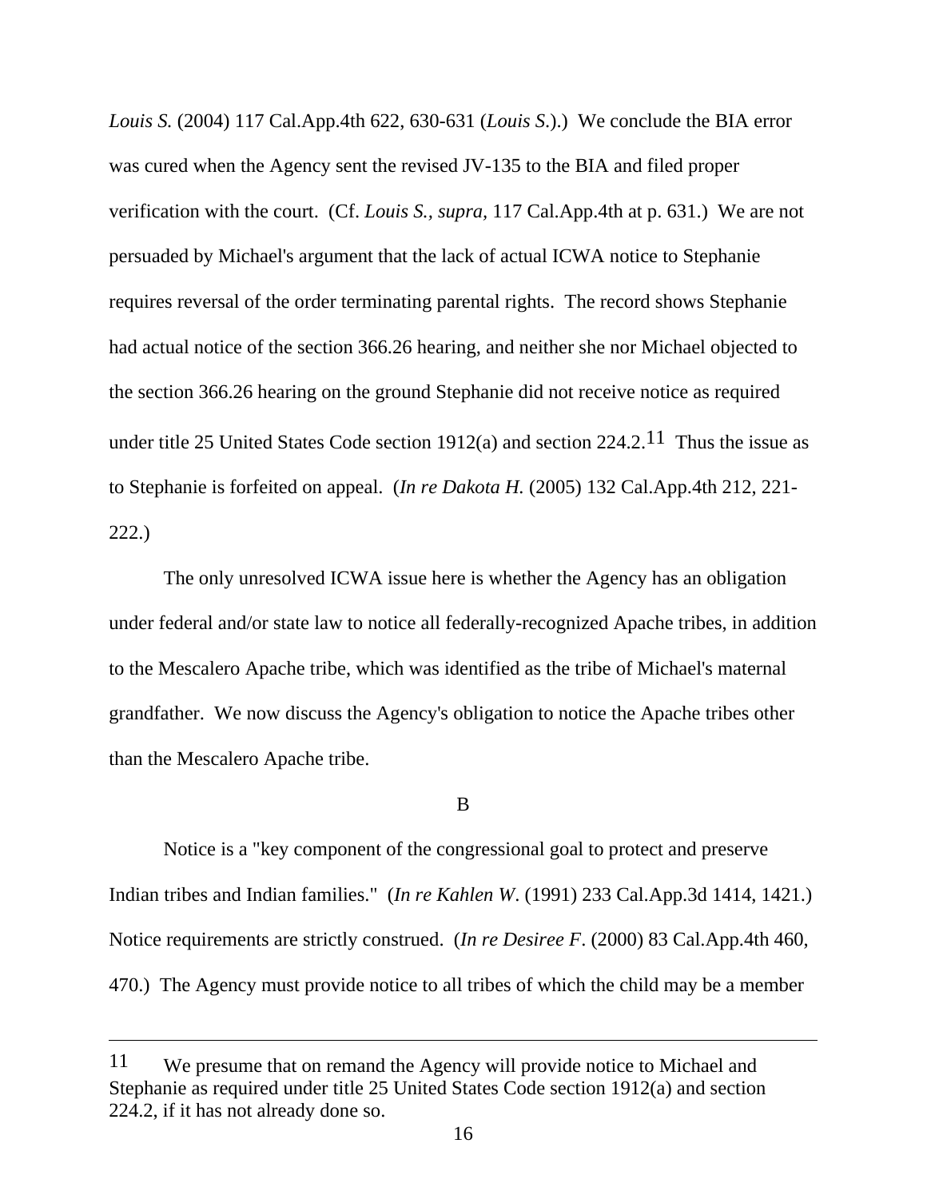*Louis S.* (2004) 117 Cal.App.4th 622, 630-631 (*Louis S.*).) We conclude the BIA error was cured when the Agency sent the revised JV-135 to the BIA and filed proper verification with the court. (Cf. *Louis S., supra,* 117 Cal.App.4th at p. 631.) We are not persuaded by Michael's argument that the lack of actual ICWA notice to Stephanie requires reversal of the order terminating parental rights. The record shows Stephanie had actual notice of the section 366.26 hearing, and neither she nor Michael objected to the section 366.26 hearing on the ground Stephanie did not receive notice as required under title 25 United States Code section 1912(a) and section 224.2.[11] Thus the issue as to Stephanie is forfeited on appeal. (*In re Dakota H.* (2005) 132 Cal.App.4th 212, 221-222.)

The only unresolved ICWA issue here is whether the Agency has an obligation under federal and/or state law to notice all federally-recognized Apache tribes, in addition to the Mescalero Apache tribe, which was identified as the tribe of Michael's maternal grandfather. We now discuss the Agency's obligation to notice the Apache tribes other than the Mescalero Apache tribe.

B

Notice is a "key component of the congressional goal to protect and preserve Indian tribes and Indian families." (*In re Kahlen W.* (1991) 233 Cal.App.3d 1414, 1421.) Notice requirements are strictly construed. (*In re Desiree F.* (2000) 83 Cal.App.4th 460, 470.) The Agency must provide notice to all tribes of which the child may be a member

---

[11] We presume that on remand the Agency will provide notice to Michael and Stephanie as required under title 25 United States Code section 1912(a) and section 224.2, if it has not already done so.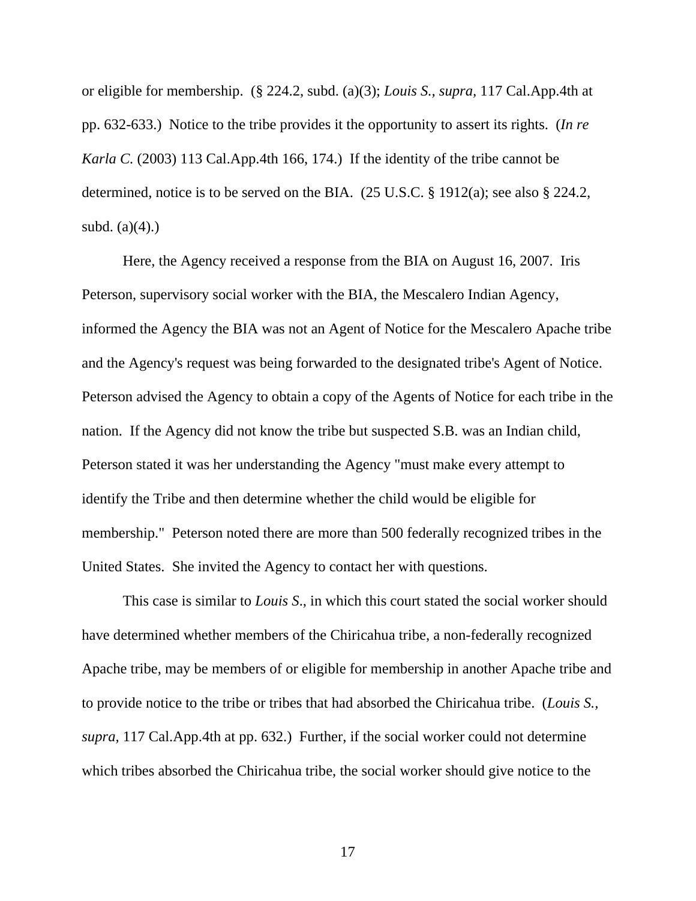or eligible for membership. (§ 224.2, subd. (a)(3); *Louis S., supra,* 117 Cal.App.4th at pp. 632-633.) Notice to the tribe provides it the opportunity to assert its rights. (*In re Karla C.* (2003) 113 Cal.App.4th 166, 174.) If the identity of the tribe cannot be determined, notice is to be served on the BIA. (25 U.S.C. § 1912(a); see also § 224.2, subd. (a)(4).)

Here, the Agency received a response from the BIA on August 16, 2007. Iris Peterson, supervisory social worker with the BIA, the Mescalero Indian Agency, informed the Agency the BIA was not an Agent of Notice for the Mescalero Apache tribe and the Agency's request was being forwarded to the designated tribe's Agent of Notice. Peterson advised the Agency to obtain a copy of the Agents of Notice for each tribe in the nation. If the Agency did not know the tribe but suspected S.B. was an Indian child, Peterson stated it was her understanding the Agency "must make every attempt to identify the Tribe and then determine whether the child would be eligible for membership." Peterson noted there are more than 500 federally recognized tribes in the United States. She invited the Agency to contact her with questions.

This case is similar to *Louis S*., in which this court stated the social worker should have determined whether members of the Chiricahua tribe, a non-federally recognized Apache tribe, may be members of or eligible for membership in another Apache tribe and to provide notice to the tribe or tribes that had absorbed the Chiricahua tribe. (*Louis S., supra,* 117 Cal.App.4th at pp. 632.) Further, if the social worker could not determine which tribes absorbed the Chiricahua tribe, the social worker should give notice to the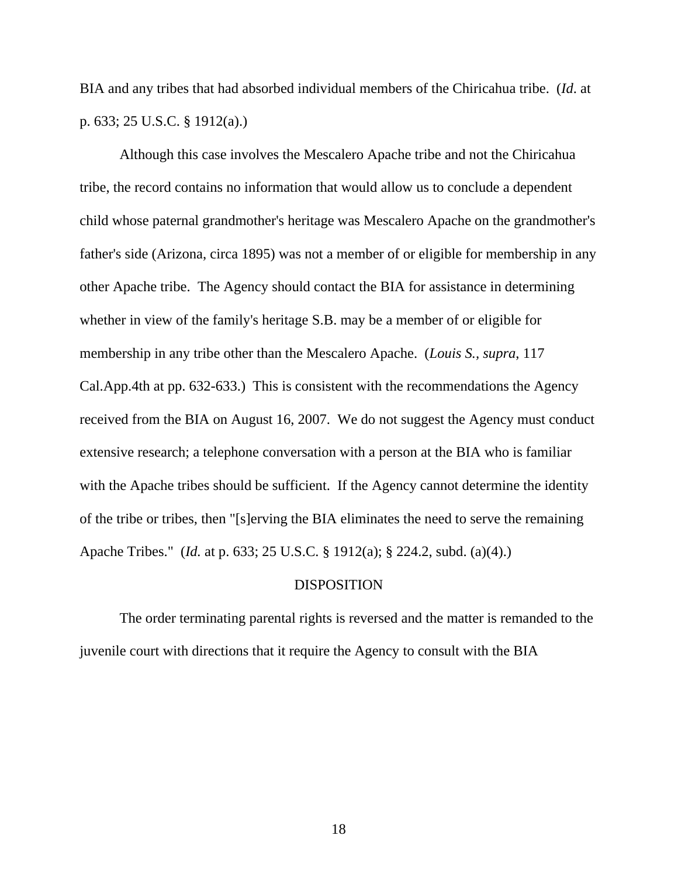BIA and any tribes that had absorbed individual members of the Chiricahua tribe. (*Id*. at p. 633; 25 U.S.C. § 1912(a).)

Although this case involves the Mescalero Apache tribe and not the Chiricahua tribe, the record contains no information that would allow us to conclude a dependent child whose paternal grandmother's heritage was Mescalero Apache on the grandmother's father's side (Arizona, circa 1895) was not a member of or eligible for membership in any other Apache tribe. The Agency should contact the BIA for assistance in determining whether in view of the family's heritage S.B. may be a member of or eligible for membership in any tribe other than the Mescalero Apache. (*Louis S., supra*, 117 Cal.App.4th at pp. 632-633.) This is consistent with the recommendations the Agency received from the BIA on August 16, 2007. We do not suggest the Agency must conduct extensive research; a telephone conversation with a person at the BIA who is familiar with the Apache tribes should be sufficient. If the Agency cannot determine the identity of the tribe or tribes, then "[s]erving the BIA eliminates the need to serve the remaining Apache Tribes." (*Id.* at p. 633; 25 U.S.C. § 1912(a); § 224.2, subd. (a)(4).)

DISPOSITION

The order terminating parental rights is reversed and the matter is remanded to the juvenile court with directions that it require the Agency to consult with the BIA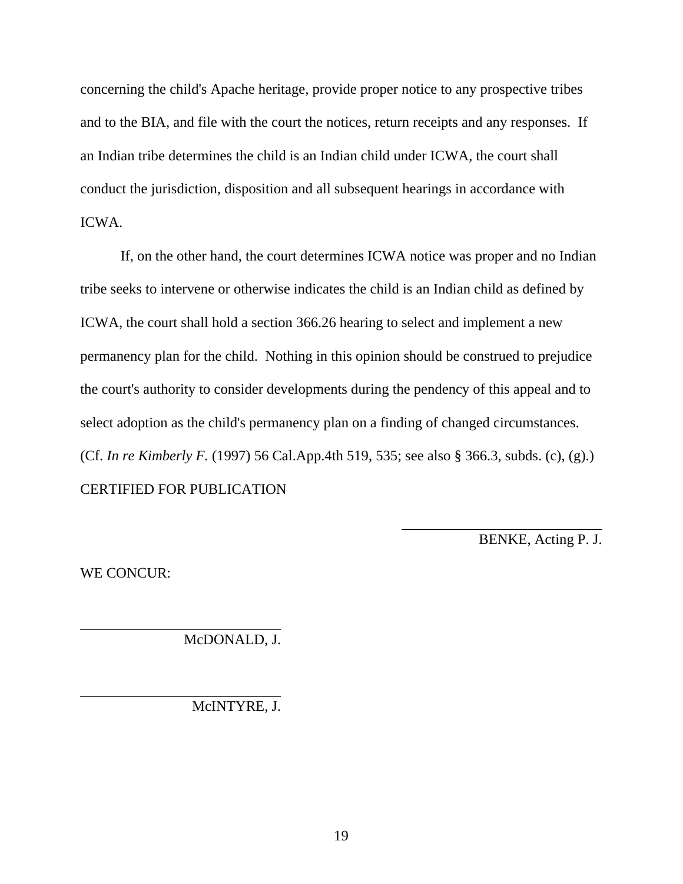concerning the child's Apache heritage, provide proper notice to any prospective tribes and to the BIA, and file with the court the notices, return receipts and any responses. If an Indian tribe determines the child is an Indian child under ICWA, the court shall conduct the jurisdiction, disposition and all subsequent hearings in accordance with ICWA.

If, on the other hand, the court determines ICWA notice was proper and no Indian tribe seeks to intervene or otherwise indicates the child is an Indian child as defined by ICWA, the court shall hold a section 366.26 hearing to select and implement a new permanency plan for the child. Nothing in this opinion should be construed to prejudice the court's authority to consider developments during the pendency of this appeal and to select adoption as the child's permanency plan on a finding of changed circumstances. (Cf. *In re Kimberly F.* (1997) 56 Cal.App.4th 519, 535; see also § 366.3, subds. (c), (g).)

CERTIFIED FOR PUBLICATION

BENKE, Acting P. J.

WE CONCUR:

McDONALD, J.

McINTYRE, J.